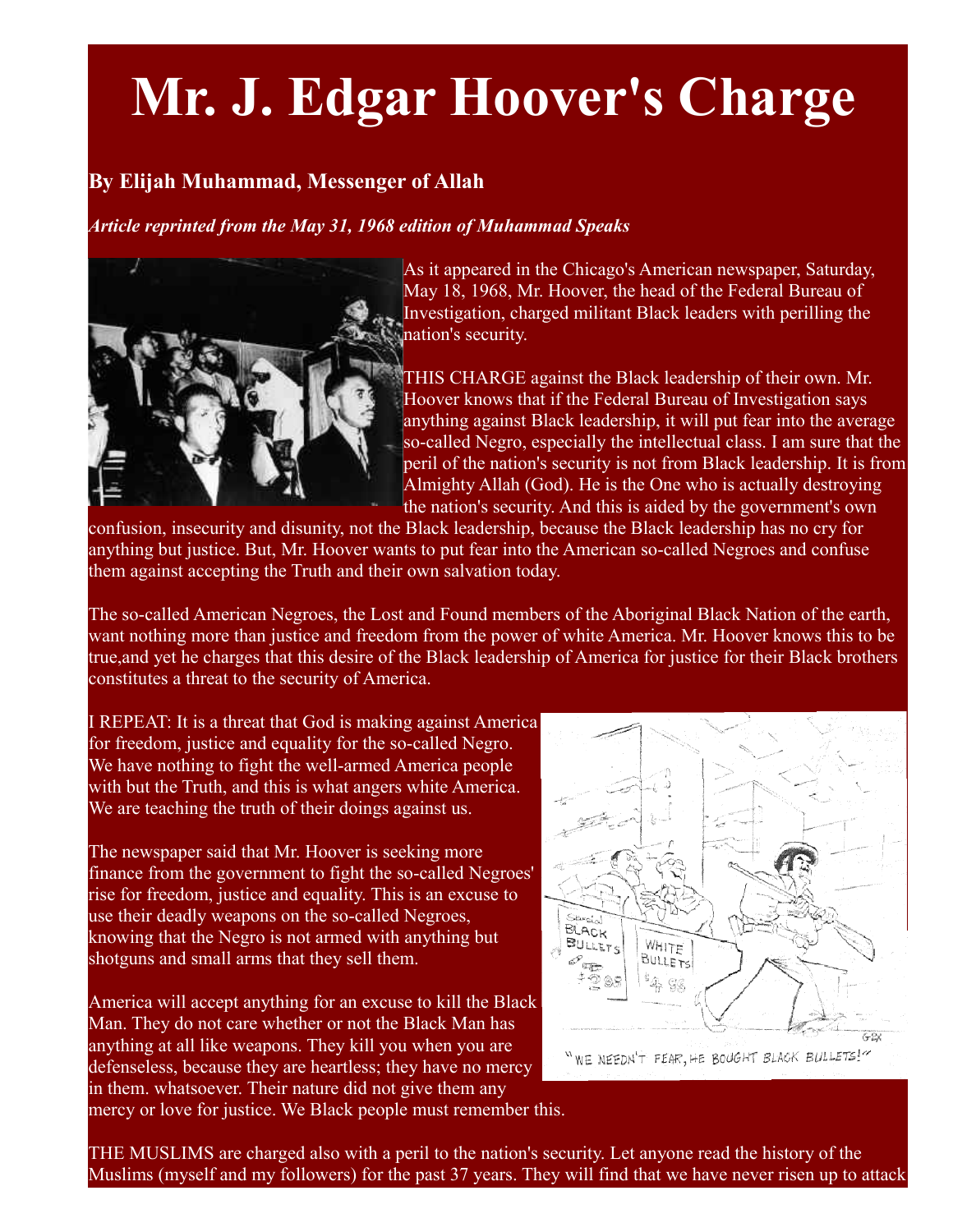# Mr. J. Edgar Hoover's Charge

**By Elijah Muhammad, Messenger of Allah**

***Article reprinted from the May 31, 1968 edition of Muhammad Speaks***

As it appeared in the Chicago's American newspaper, Saturday, May 18, 1968, Mr. Hoover, the head of the Federal Bureau of Investigation, charged militant Black leaders with perilling the nation's security.

THIS CHARGE against the Black leadership of their own. Mr. Hoover knows that if the Federal Bureau of Investigation says anything against Black leadership, it will put fear into the average so-called Negro, especially the intellectual class. I am sure that the peril of the nation's security is not from Black leadership. It is from Almighty Allah (God). He is the One who is actually destroying the nation's security. And this is aided by the government's own confusion, insecurity and disunity, not the Black leadership, because the Black leadership has no cry for anything but justice. But, Mr. Hoover wants to put fear into the American so-called Negroes and confuse them against accepting the Truth and their own salvation today.

The so-called American Negroes, the Lost and Found members of the Aboriginal Black Nation of the earth, want nothing more than justice and freedom from the power of white America. Mr. Hoover knows this to be true,and yet he charges that this desire of the Black leadership of America for justice for their Black brothers constitutes a threat to the security of America.

I REPEAT: It is a threat that God is making against America for freedom, justice and equality for the so-called Negro. We have nothing to fight the well-armed America people with but the Truth, and this is what angers white America. We are teaching the truth of their doings against us.

The newspaper said that Mr. Hoover is seeking more finance from the government to fight the so-called Negroes' rise for freedom, justice and equality. This is an excuse to use their deadly weapons on the so-called Negroes, knowing that the Negro is not armed with anything but shotguns and small arms that they sell them.

America will accept anything for an excuse to kill the Black Man. They do not care whether or not the Black Man has anything at all like weapons. They kill you when you are defenseless, because they are heartless; they have no mercy in them. whatsoever. Their nature did not give them any mercy or love for justice. We Black people must remember this.

"WE NEEDN'T FEAR, HE BOUGHT BLACK BULLETS!"

THE MUSLIMS are charged also with a peril to the nation's security. Let anyone read the history of the Muslims (myself and my followers) for the past 37 years. They will find that we have never risen up to attack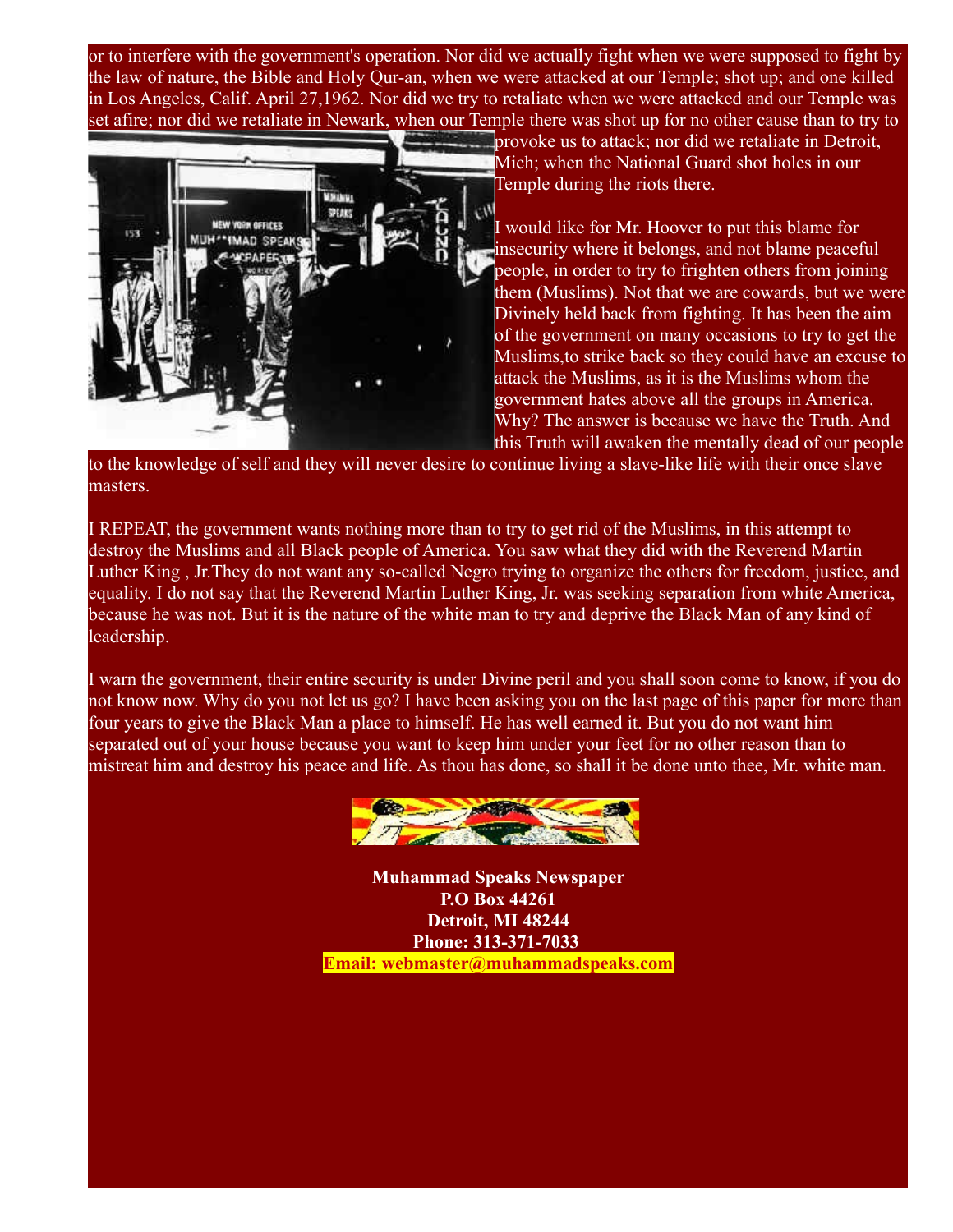or to interfere with the government's operation. Nor did we actually fight when we were supposed to fight by the law of nature, the Bible and Holy Qur-an, when we were attacked at our Temple; shot up; and one killed in Los Angeles, Calif. April 27,1962. Nor did we try to retaliate when we were attacked and our Temple was set afire; nor did we retaliate in Newark, when our Temple there was shot up for no other cause than to try to provoke us to attack; nor did we retaliate in Detroit, Mich; when the National Guard shot holes in our Temple during the riots there.

I would like for Mr. Hoover to put this blame for insecurity where it belongs, and not blame peaceful people, in order to try to frighten others from joining them (Muslims). Not that we are cowards, but we were Divinely held back from fighting. It has been the aim of the government on many occasions to try to get the Muslims,to strike back so they could have an excuse to attack the Muslims, as it is the Muslims whom the government hates above all the groups in America. Why? The answer is because we have the Truth. And this Truth will awaken the mentally dead of our people to the knowledge of self and they will never desire to continue living a slave-like life with their once slave masters.

I REPEAT, the government wants nothing more than to try to get rid of the Muslims, in this attempt to destroy the Muslims and all Black people of America. You saw what they did with the Reverend Martin Luther King , Jr.They do not want any so-called Negro trying to organize the others for freedom, justice, and equality. I do not say that the Reverend Martin Luther King, Jr. was seeking separation from white America, because he was not. But it is the nature of the white man to try and deprive the Black Man of any kind of leadership.

I warn the government, their entire security is under Divine peril and you shall soon come to know, if you do not know now. Why do you not let us go? I have been asking you on the last page of this paper for more than four years to give the Black Man a place to himself. He has well earned it. But you do not want him separated out of your house because you want to keep him under your feet for no other reason than to mistreat him and destroy his peace and life. As thou has done, so shall it be done unto thee, Mr. white man.

**Muhammad Speaks Newspaper**
**P.O Box 44261**
**Detroit, MI 48244**
**Phone: 313-371-7033**
**Email: webmaster@muhammadspeaks.com**